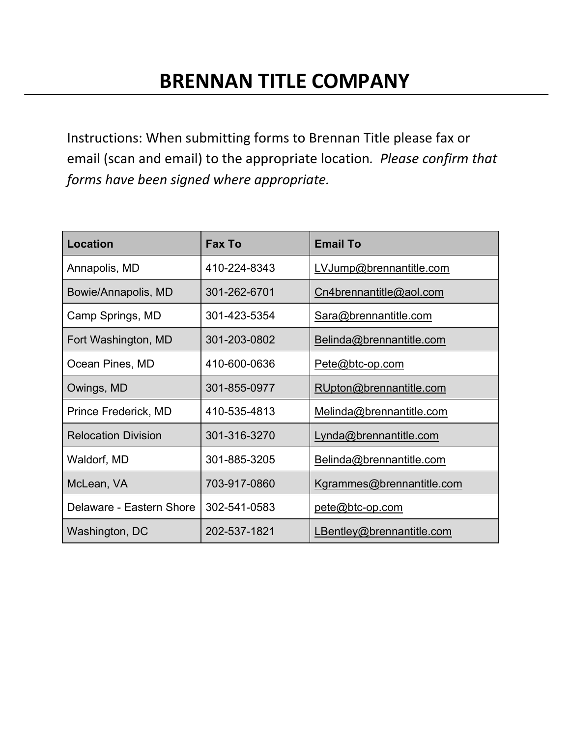# BRENNAN TITLE COMPANY

Instructions: When submitting forms to Brennan Title please fax or email (scan and email) to the appropriate location. *Please confirm that forms have been signed where appropriate.*

| Location | Fax To | Email To |
| --- | --- | --- |
| Annapolis, MD | 410-224-8343 | LVJump@brennantitle.com |
| Bowie/Annapolis, MD | 301-262-6701 | Cn4brennantitle@aol.com |
| Camp Springs, MD | 301-423-5354 | Sara@brennantitle.com |
| Fort Washington, MD | 301-203-0802 | Belinda@brennantitle.com |
| Ocean Pines, MD | 410-600-0636 | Pete@btc-op.com |
| Owings, MD | 301-855-0977 | RUpton@brennantitle.com |
| Prince Frederick, MD | 410-535-4813 | Melinda@brennantitle.com |
| Relocation Division | 301-316-3270 | Lynda@brennantitle.com |
| Waldorf, MD | 301-885-3205 | Belinda@brennantitle.com |
| McLean, VA | 703-917-0860 | Kgrammes@brennantitle.com |
| Delaware - Eastern Shore | 302-541-0583 | pete@btc-op.com |
| Washington, DC | 202-537-1821 | LBentley@brennantitle.com |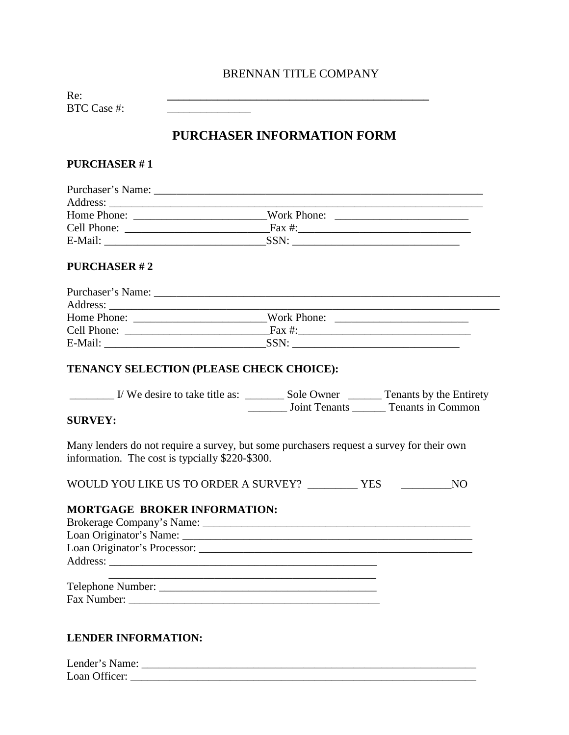BRENNAN TITLE COMPANY

Re: ________________________________________________

BTC Case #: _______________

## PURCHASER INFORMATION FORM

**PURCHASER # 1**

Purchaser's Name: ____________________________________________________________

Address: ____________________________________________________________________

Home Phone: ________________________Work Phone: ________________________

Cell Phone: __________________________Fax #:_______________________________

E-Mail: ______________________________SSN: ______________________________

**PURCHASER # 2**

Purchaser's Name: ______________________________________________________________

Address: ______________________________________________________________________

Home Phone: ________________________Work Phone: ________________________

Cell Phone: __________________________Fax #:_______________________________

E-Mail: ______________________________SSN: ______________________________

**TENANCY SELECTION (PLEASE CHECK CHOICE):**

________ I/ We desire to take title as: _______ Sole Owner ______ Tenants by the Entirety
_______ Joint Tenants ______ Tenants in Common

**SURVEY:**

Many lenders do not require a survey, but some purchasers request a survey for their own information. The cost is typcially $220-$300.

WOULD YOU LIKE US TO ORDER A SURVEY? _________ YES _________NO

**MORTGAGE BROKER INFORMATION:**

Brokerage Company's Name: _________________________________________________

Loan Originator's Name: ____________________________________________________

Loan Originator's Processor: _________________________________________________

Address: __________________________________________________
__________________________________________________

Telephone Number: __________________________________________

Fax Number: _______________________________________________

**LENDER INFORMATION:**

Lender's Name: _______________________________________________________________

Loan Officer: _________________________________________________________________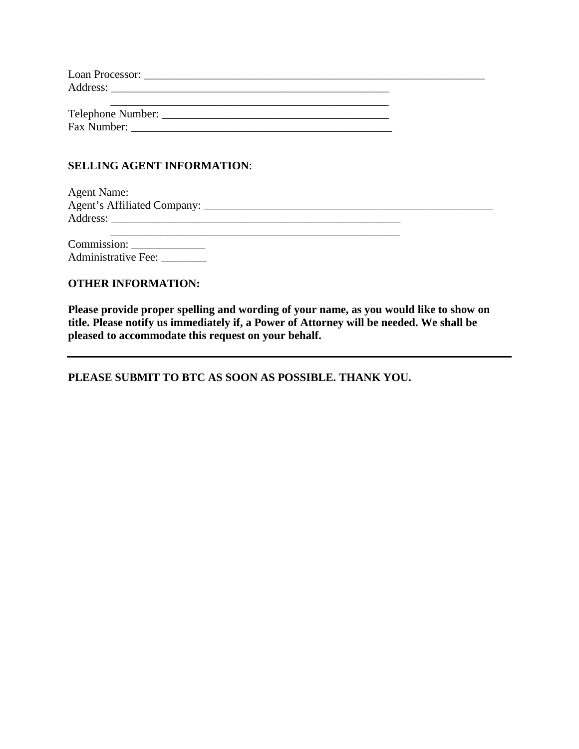Loan Processor: ________________________________________________________________
Address: _____________________________________________________
_____________________________________________________
Telephone Number: ____________________________________________
Fax Number: __________________________________________________

**SELLING AGENT INFORMATION**:

Agent Name:
Agent's Affiliated Company: _______________________________________________________
Address: _______________________________________________________
_______________________________________________________
Commission: _____________
Administrative Fee: ________

**OTHER INFORMATION:**

**Please provide proper spelling and wording of your name, as you would like to show on title. Please notify us immediately if, a Power of Attorney will be needed. We shall be pleased to accommodate this request on your behalf.**

---

**PLEASE SUBMIT TO BTC AS SOON AS POSSIBLE. THANK YOU.**